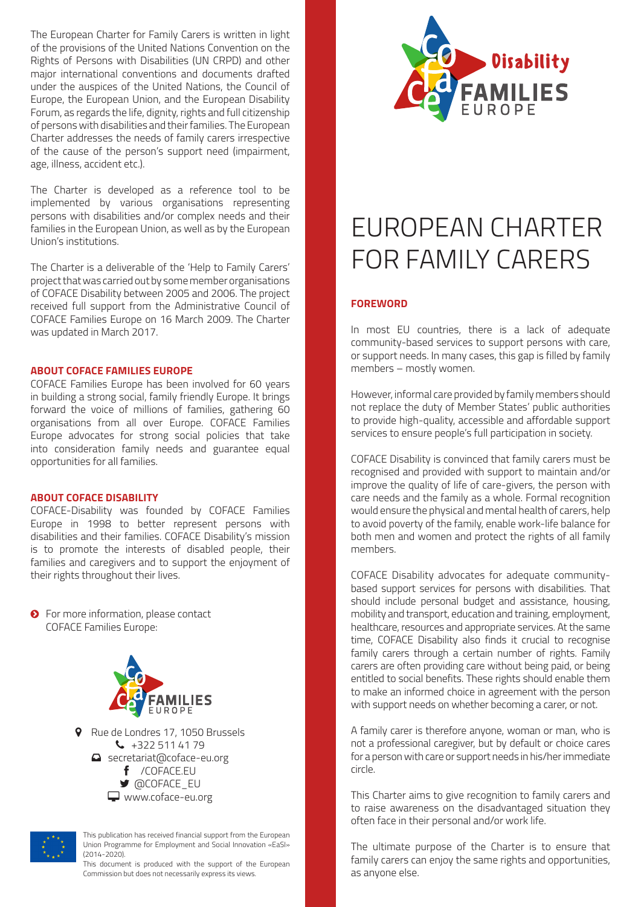The European Charter for Family Carers is written in light of the provisions of the United Nations Convention on the Rights of Persons with Disabilities (UN CRPD) and other major international conventions and documents drafted under the auspices of the United Nations, the Council of Europe, the European Union, and the European Disability Forum, as regards the life, dignity, rights and full citizenship of persons with disabilities and their families. The European Charter addresses the needs of family carers irrespective of the cause of the person's support need (impairment, age, illness, accident etc.).

The Charter is developed as a reference tool to be implemented by various organisations representing persons with disabilities and/or complex needs and their families in the European Union, as well as by the European Union's institutions.

The Charter is a deliverable of the 'Help to Family Carers' project that was carried out by some member organisations of COFACE Disability between 2005 and 2006. The project received full support from the Administrative Council of COFACE Families Europe on 16 March 2009. The Charter was updated in March 2017.

### ABOUT COFACE FAMILIES EUROPE

COFACE Families Europe has been involved for 60 years in building a strong social, family friendly Europe. It brings forward the voice of millions of families, gathering 60 organisations from all over Europe. COFACE Families Europe advocates for strong social policies that take into consideration family needs and guarantee equal opportunities for all families.

### ABOUT COFACE DISABILITY

COFACE-Disability was founded by COFACE Families Europe in 1998 to better represent persons with disabilities and their families. COFACE Disability's mission is to promote the interests of disabled people, their families and caregivers and to support the enjoyment of their rights throughout their lives.

For more information, please contact COFACE Families Europe:

COFACE FAMILIES EUROPE

Rue de Londres 17, 1050 Brussels
+322 511 41 79
secretariat@coface-eu.org
/COFACE.EU
@COFACE_EU
www.coface-eu.org

This publication has received financial support from the European Union Programme for Employment and Social Innovation «EaSI» (2014-2020).
This document is produced with the support of the European Commission but does not necessarily express its views.

COFACE Disability FAMILIES EUROPE

# EUROPEAN CHARTER FOR FAMILY CARERS

### FOREWORD

In most EU countries, there is a lack of adequate community-based services to support persons with care, or support needs. In many cases, this gap is filled by family members – mostly women.

However, informal care provided by family members should not replace the duty of Member States' public authorities to provide high-quality, accessible and affordable support services to ensure people's full participation in society.

COFACE Disability is convinced that family carers must be recognised and provided with support to maintain and/or improve the quality of life of care-givers, the person with care needs and the family as a whole. Formal recognition would ensure the physical and mental health of carers, help to avoid poverty of the family, enable work-life balance for both men and women and protect the rights of all family members.

COFACE Disability advocates for adequate community-based support services for persons with disabilities. That should include personal budget and assistance, housing, mobility and transport, education and training, employment, healthcare, resources and appropriate services. At the same time, COFACE Disability also finds it crucial to recognise family carers through a certain number of rights. Family carers are often providing care without being paid, or being entitled to social benefits. These rights should enable them to make an informed choice in agreement with the person with support needs on whether becoming a carer, or not.

A family carer is therefore anyone, woman or man, who is not a professional caregiver, but by default or choice cares for a person with care or support needs in his/her immediate circle.

This Charter aims to give recognition to family carers and to raise awareness on the disadvantaged situation they often face in their personal and/or work life.

The ultimate purpose of the Charter is to ensure that family carers can enjoy the same rights and opportunities, as anyone else.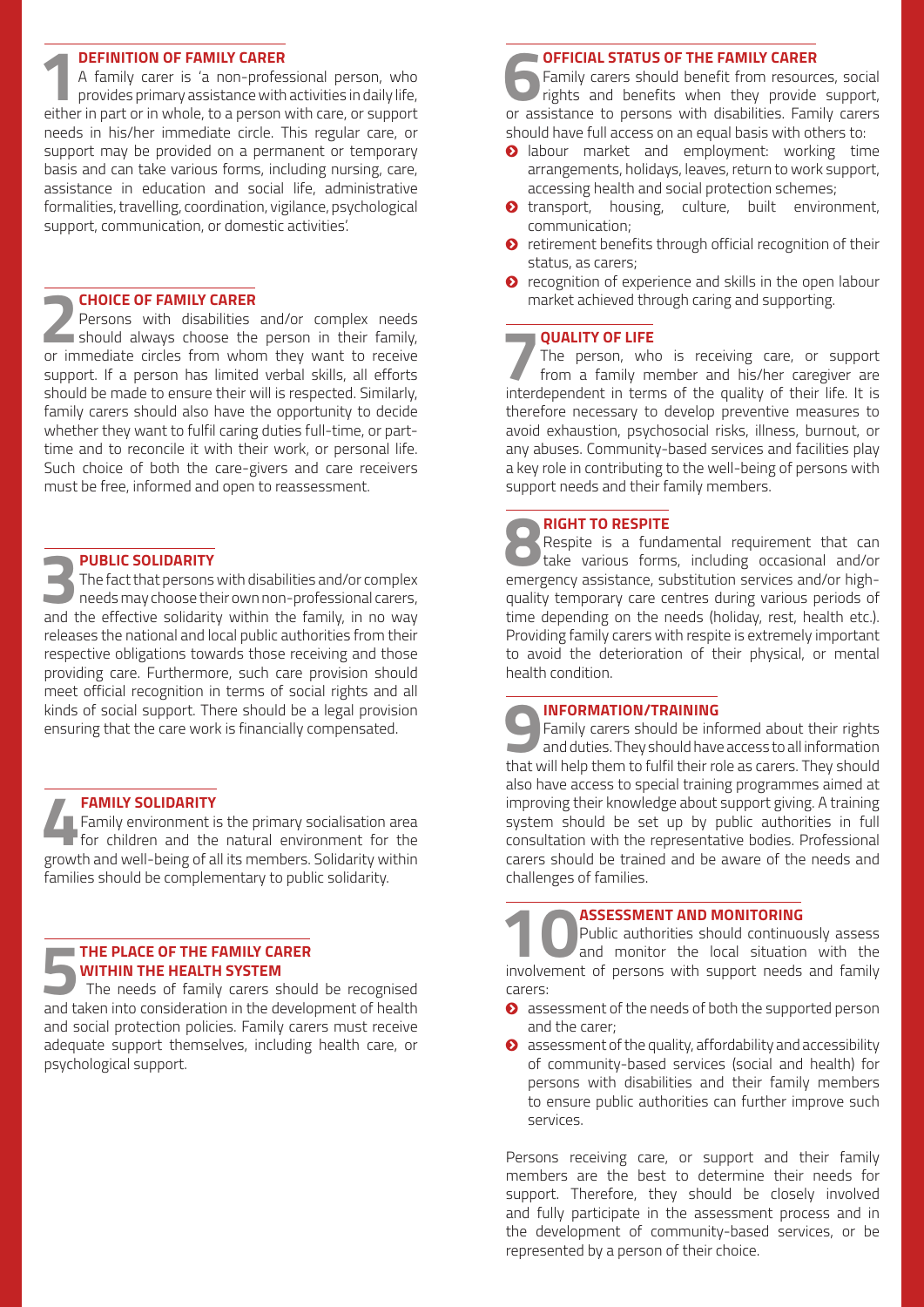## 1 DEFINITION OF FAMILY CARER

A family carer is 'a non-professional person, who provides primary assistance with activities in daily life, either in part or in whole, to a person with care, or support needs in his/her immediate circle. This regular care, or support may be provided on a permanent or temporary basis and can take various forms, including nursing, care, assistance in education and social life, administrative formalities, travelling, coordination, vigilance, psychological support, communication, or domestic activities'.

## 2 CHOICE OF FAMILY CARER

Persons with disabilities and/or complex needs should always choose the person in their family, or immediate circles from whom they want to receive support. If a person has limited verbal skills, all efforts should be made to ensure their will is respected. Similarly, family carers should also have the opportunity to decide whether they want to fulfil caring duties full-time, or part-time and to reconcile it with their work, or personal life. Such choice of both the care-givers and care receivers must be free, informed and open to reassessment.

## 3 PUBLIC SOLIDARITY

The fact that persons with disabilities and/or complex needs may choose their own non-professional carers, and the effective solidarity within the family, in no way releases the national and local public authorities from their respective obligations towards those receiving and those providing care. Furthermore, such care provision should meet official recognition in terms of social rights and all kinds of social support. There should be a legal provision ensuring that the care work is financially compensated.

## 4 FAMILY SOLIDARITY

Family environment is the primary socialisation area for children and the natural environment for the growth and well-being of all its members. Solidarity within families should be complementary to public solidarity.

## 5 THE PLACE OF THE FAMILY CARER WITHIN THE HEALTH SYSTEM

The needs of family carers should be recognised and taken into consideration in the development of health and social protection policies. Family carers must receive adequate support themselves, including health care, or psychological support.

## 6 OFFICIAL STATUS OF THE FAMILY CARER

Family carers should benefit from resources, social rights and benefits when they provide support, or assistance to persons with disabilities. Family carers should have full access on an equal basis with others to:

- labour market and employment: working time arrangements, holidays, leaves, return to work support, accessing health and social protection schemes;
- transport, housing, culture, built environment, communication;
- retirement benefits through official recognition of their status, as carers;
- recognition of experience and skills in the open labour market achieved through caring and supporting.

## 7 QUALITY OF LIFE

The person, who is receiving care, or support from a family member and his/her caregiver are interdependent in terms of the quality of their life. It is therefore necessary to develop preventive measures to avoid exhaustion, psychosocial risks, illness, burnout, or any abuses. Community-based services and facilities play a key role in contributing to the well-being of persons with support needs and their family members.

## 8 RIGHT TO RESPITE

Respite is a fundamental requirement that can take various forms, including occasional and/or emergency assistance, substitution services and/or high-quality temporary care centres during various periods of time depending on the needs (holiday, rest, health etc.). Providing family carers with respite is extremely important to avoid the deterioration of their physical, or mental health condition.

## 9 INFORMATION/TRAINING

Family carers should be informed about their rights and duties. They should have access to all information that will help them to fulfil their role as carers. They should also have access to special training programmes aimed at improving their knowledge about support giving. A training system should be set up by public authorities in full consultation with the representative bodies. Professional carers should be trained and be aware of the needs and challenges of families.

## 10 ASSESSMENT AND MONITORING

Public authorities should continuously assess and monitor the local situation with the involvement of persons with support needs and family carers:

- assessment of the needs of both the supported person and the carer;
- assessment of the quality, affordability and accessibility of community-based services (social and health) for persons with disabilities and their family members to ensure public authorities can further improve such services.

Persons receiving care, or support and their family members are the best to determine their needs for support. Therefore, they should be closely involved and fully participate in the assessment process and in the development of community-based services, or be represented by a person of their choice.